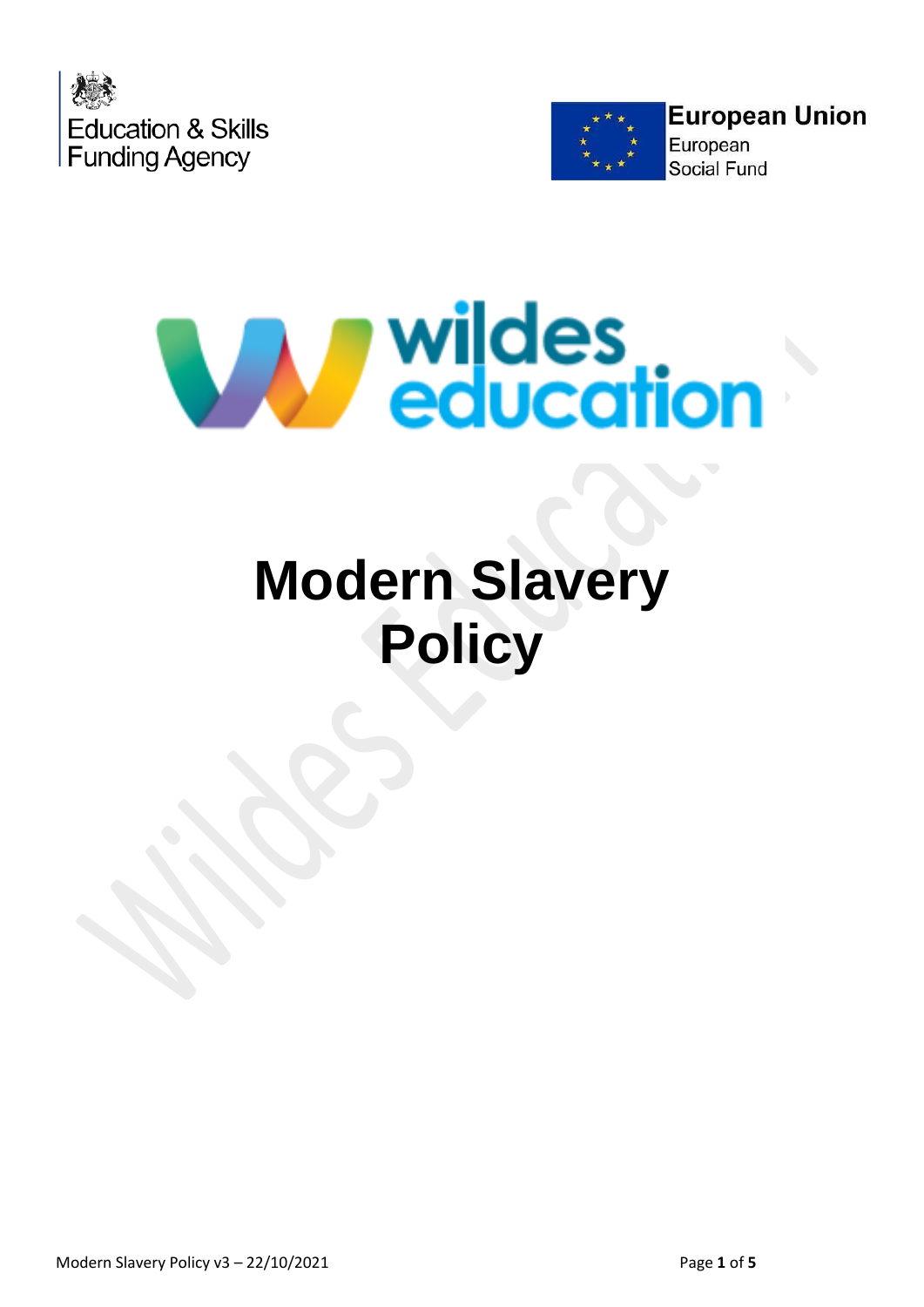Education & Skills Funding Agency

European Union
European Social Fund

wildes education

# Modern Slavery Policy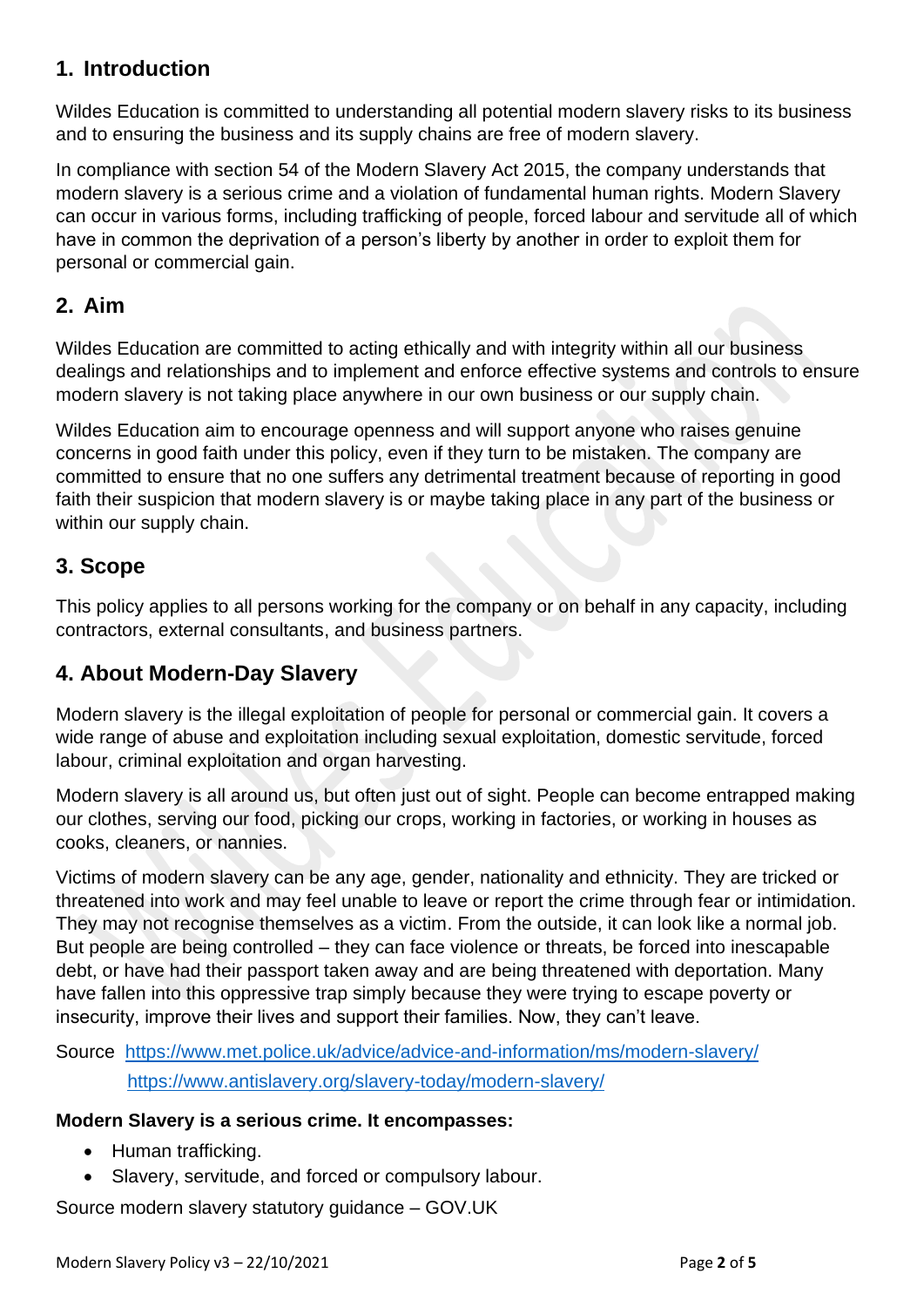## 1. Introduction

Wildes Education is committed to understanding all potential modern slavery risks to its business and to ensuring the business and its supply chains are free of modern slavery.

In compliance with section 54 of the Modern Slavery Act 2015, the company understands that modern slavery is a serious crime and a violation of fundamental human rights. Modern Slavery can occur in various forms, including trafficking of people, forced labour and servitude all of which have in common the deprivation of a person's liberty by another in order to exploit them for personal or commercial gain.

## 2. Aim

Wildes Education are committed to acting ethically and with integrity within all our business dealings and relationships and to implement and enforce effective systems and controls to ensure modern slavery is not taking place anywhere in our own business or our supply chain.

Wildes Education aim to encourage openness and will support anyone who raises genuine concerns in good faith under this policy, even if they turn to be mistaken. The company are committed to ensure that no one suffers any detrimental treatment because of reporting in good faith their suspicion that modern slavery is or maybe taking place in any part of the business or within our supply chain.

## 3. Scope

This policy applies to all persons working for the company or on behalf in any capacity, including contractors, external consultants, and business partners.

## 4. About Modern-Day Slavery

Modern slavery is the illegal exploitation of people for personal or commercial gain. It covers a wide range of abuse and exploitation including sexual exploitation, domestic servitude, forced labour, criminal exploitation and organ harvesting.

Modern slavery is all around us, but often just out of sight. People can become entrapped making our clothes, serving our food, picking our crops, working in factories, or working in houses as cooks, cleaners, or nannies.

Victims of modern slavery can be any age, gender, nationality and ethnicity. They are tricked or threatened into work and may feel unable to leave or report the crime through fear or intimidation. They may not recognise themselves as a victim. From the outside, it can look like a normal job. But people are being controlled – they can face violence or threats, be forced into inescapable debt, or have had their passport taken away and are being threatened with deportation. Many have fallen into this oppressive trap simply because they were trying to escape poverty or insecurity, improve their lives and support their families. Now, they can't leave.

Source https://www.met.police.uk/advice/advice-and-information/ms/modern-slavery/
https://www.antislavery.org/slavery-today/modern-slavery/

**Modern Slavery is a serious crime. It encompasses:**

- Human trafficking.
- Slavery, servitude, and forced or compulsory labour.

Source modern slavery statutory guidance – GOV.UK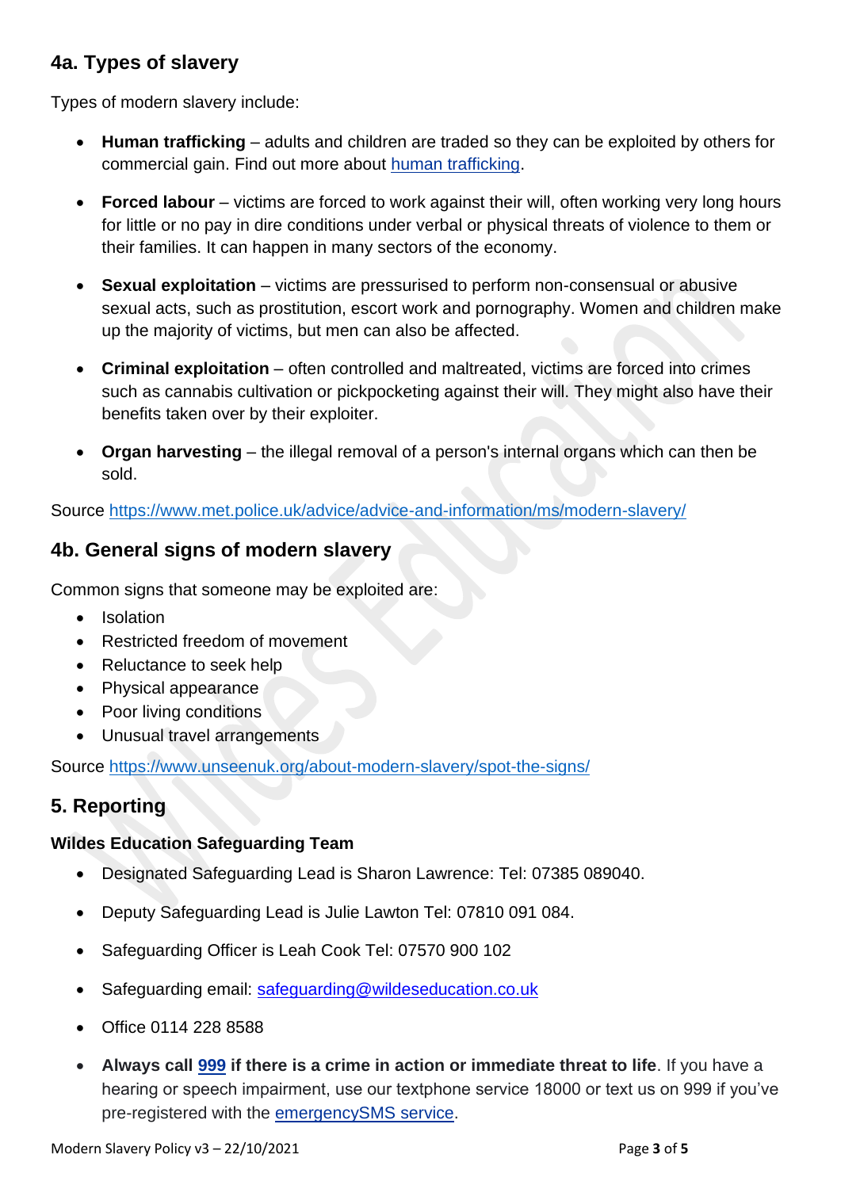## 4a. Types of slavery

Types of modern slavery include:

- **Human trafficking** – adults and children are traded so they can be exploited by others for commercial gain. Find out more about human trafficking.
- **Forced labour** – victims are forced to work against their will, often working very long hours for little or no pay in dire conditions under verbal or physical threats of violence to them or their families. It can happen in many sectors of the economy.
- **Sexual exploitation** – victims are pressurised to perform non-consensual or abusive sexual acts, such as prostitution, escort work and pornography. Women and children make up the majority of victims, but men can also be affected.
- **Criminal exploitation** – often controlled and maltreated, victims are forced into crimes such as cannabis cultivation or pickpocketing against their will. They might also have their benefits taken over by their exploiter.
- **Organ harvesting** – the illegal removal of a person's internal organs which can then be sold.

Source https://www.met.police.uk/advice/advice-and-information/ms/modern-slavery/

## 4b. General signs of modern slavery

Common signs that someone may be exploited are:

- Isolation
- Restricted freedom of movement
- Reluctance to seek help
- Physical appearance
- Poor living conditions
- Unusual travel arrangements

Source https://www.unseenuk.org/about-modern-slavery/spot-the-signs/

## 5. Reporting

### Wildes Education Safeguarding Team

- Designated Safeguarding Lead is Sharon Lawrence: Tel: 07385 089040.
- Deputy Safeguarding Lead is Julie Lawton Tel: 07810 091 084.
- Safeguarding Officer is Leah Cook Tel: 07570 900 102
- Safeguarding email: safeguarding@wildeseducation.co.uk
- Office 0114 228 8588
- **Always call 999 if there is a crime in action or immediate threat to life**. If you have a hearing or speech impairment, use our textphone service 18000 or text us on 999 if you've pre-registered with the emergencySMS service.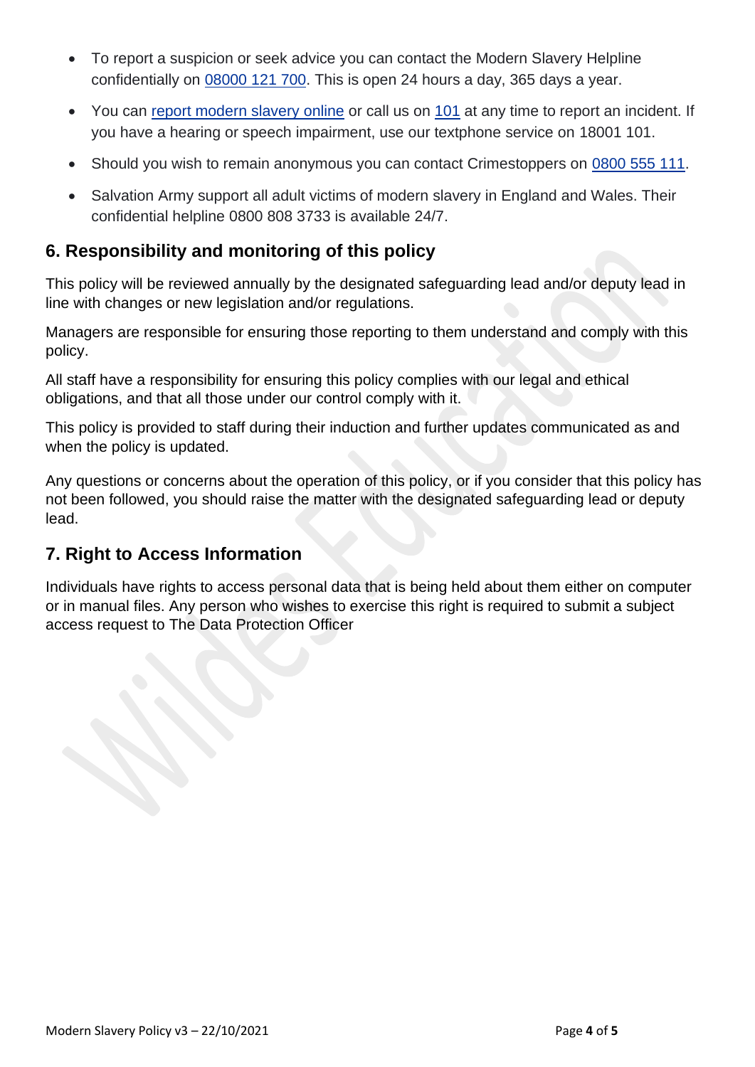- To report a suspicion or seek advice you can contact the Modern Slavery Helpline confidentially on 08000 121 700. This is open 24 hours a day, 365 days a year.
- You can report modern slavery online or call us on 101 at any time to report an incident. If you have a hearing or speech impairment, use our textphone service on 18001 101.
- Should you wish to remain anonymous you can contact Crimestoppers on 0800 555 111.
- Salvation Army support all adult victims of modern slavery in England and Wales. Their confidential helpline 0800 808 3733 is available 24/7.

## 6. Responsibility and monitoring of this policy

This policy will be reviewed annually by the designated safeguarding lead and/or deputy lead in line with changes or new legislation and/or regulations.

Managers are responsible for ensuring those reporting to them understand and comply with this policy.

All staff have a responsibility for ensuring this policy complies with our legal and ethical obligations, and that all those under our control comply with it.

This policy is provided to staff during their induction and further updates communicated as and when the policy is updated.

Any questions or concerns about the operation of this policy, or if you consider that this policy has not been followed, you should raise the matter with the designated safeguarding lead or deputy lead.

## 7. Right to Access Information

Individuals have rights to access personal data that is being held about them either on computer or in manual files. Any person who wishes to exercise this right is required to submit a subject access request to The Data Protection Officer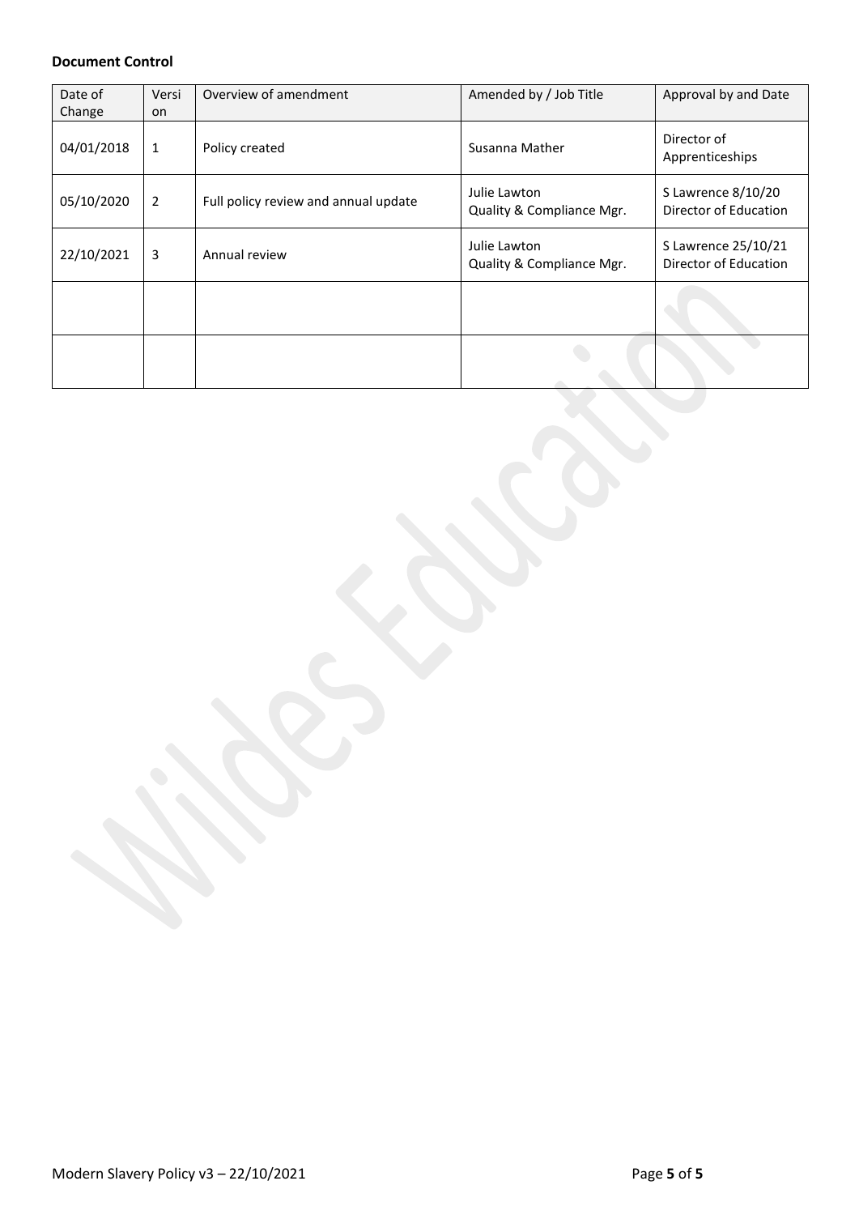**Document Control**

| Date of Change | Version | Overview of amendment | Amended by / Job Title | Approval by and Date |
|---|---|---|---|---|
| 04/01/2018 | 1 | Policy created | Susanna Mather | Director of Apprenticeships |
| 05/10/2020 | 2 | Full policy review and annual update | Julie Lawton Quality & Compliance Mgr. | S Lawrence 8/10/20 Director of Education |
| 22/10/2021 | 3 | Annual review | Julie Lawton Quality & Compliance Mgr. | S Lawrence 25/10/21 Director of Education |
| | | | | |
| | | | | |